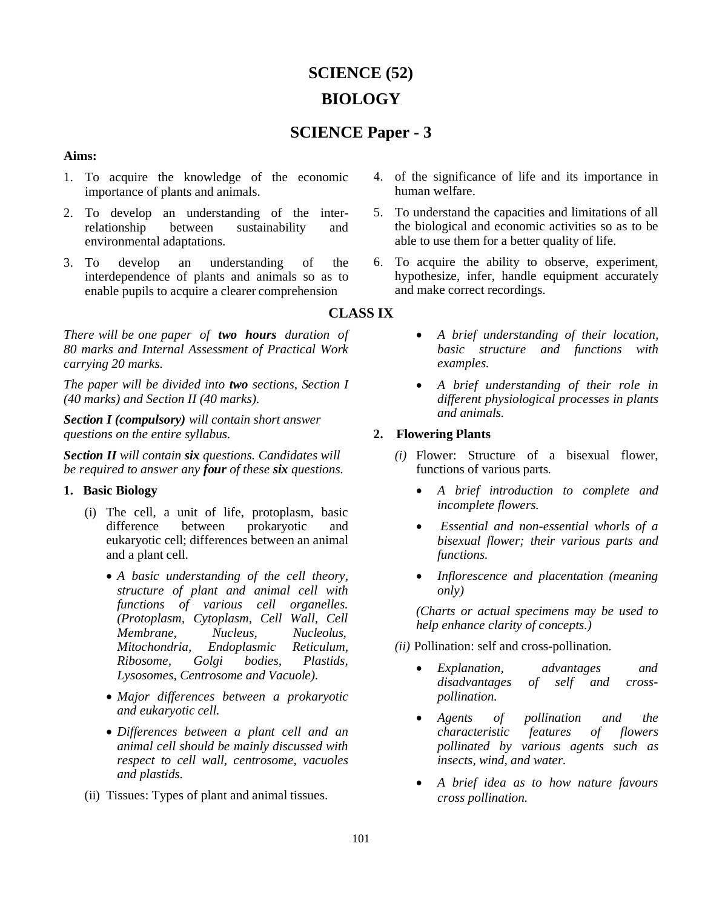# SCIENCE (52)

# BIOLOGY

## SCIENCE Paper - 3

**Aims:**

1. To acquire the knowledge of the economic importance of plants and animals.
2. To develop an understanding of the inter-relationship between sustainability and environmental adaptations.
3. To develop an understanding of the interdependence of plants and animals so as to enable pupils to acquire a clearer comprehension of the significance of life and its importance in human welfare.
4. To understand the capacities and limitations of all the biological and economic activities so as to be able to use them for a better quality of life.
5. To acquire the ability to observe, experiment, hypothesize, infer, handle equipment accurately and make correct recordings.

### CLASS IX

*There will be one paper of **two hours** duration of 80 marks and Internal Assessment of Practical Work carrying 20 marks.*

*The paper will be divided into **two** sections, Section I (40 marks) and Section II (40 marks).*

***Section I (compulsory)** will contain short answer questions on the entire syllabus.*

***Section II** will contain **six** questions. Candidates will be required to answer any **four** of these **six** questions.*

**1. Basic Biology**

(i) The cell, a unit of life, protoplasm, basic difference between prokaryotic and eukaryotic cell; differences between an animal and a plant cell.

- *A basic understanding of the cell theory, structure of plant and animal cell with functions of various cell organelles. (Protoplasm, Cytoplasm, Cell Wall, Cell Membrane, Nucleus, Nucleolus, Mitochondria, Endoplasmic Reticulum, Ribosome, Golgi bodies, Plastids, Lysosomes, Centrosome and Vacuole).*
- *Major differences between a prokaryotic and eukaryotic cell.*
- *Differences between a plant cell and an animal cell should be mainly discussed with respect to cell wall, centrosome, vacuoles and plastids.*

(ii) Tissues: Types of plant and animal tissues.

- *A brief understanding of their location, basic structure and functions with examples.*
- *A brief understanding of their role in different physiological processes in plants and animals.*

**2. Flowering Plants**

*(i)* Flower: Structure of a bisexual flower, functions of various parts.

- *A brief introduction to complete and incomplete flowers.*
- *Essential and non-essential whorls of a bisexual flower; their various parts and functions.*
- *Inflorescence and placentation (meaning only)*

*(Charts or actual specimens may be used to help enhance clarity of concepts.)*

*(ii)* Pollination: self and cross-pollination.

- *Explanation, advantages and disadvantages of self and cross-pollination.*
- *Agents of pollination and the characteristic features of flowers pollinated by various agents such as insects, wind, and water.*
- *A brief idea as to how nature favours cross pollination.*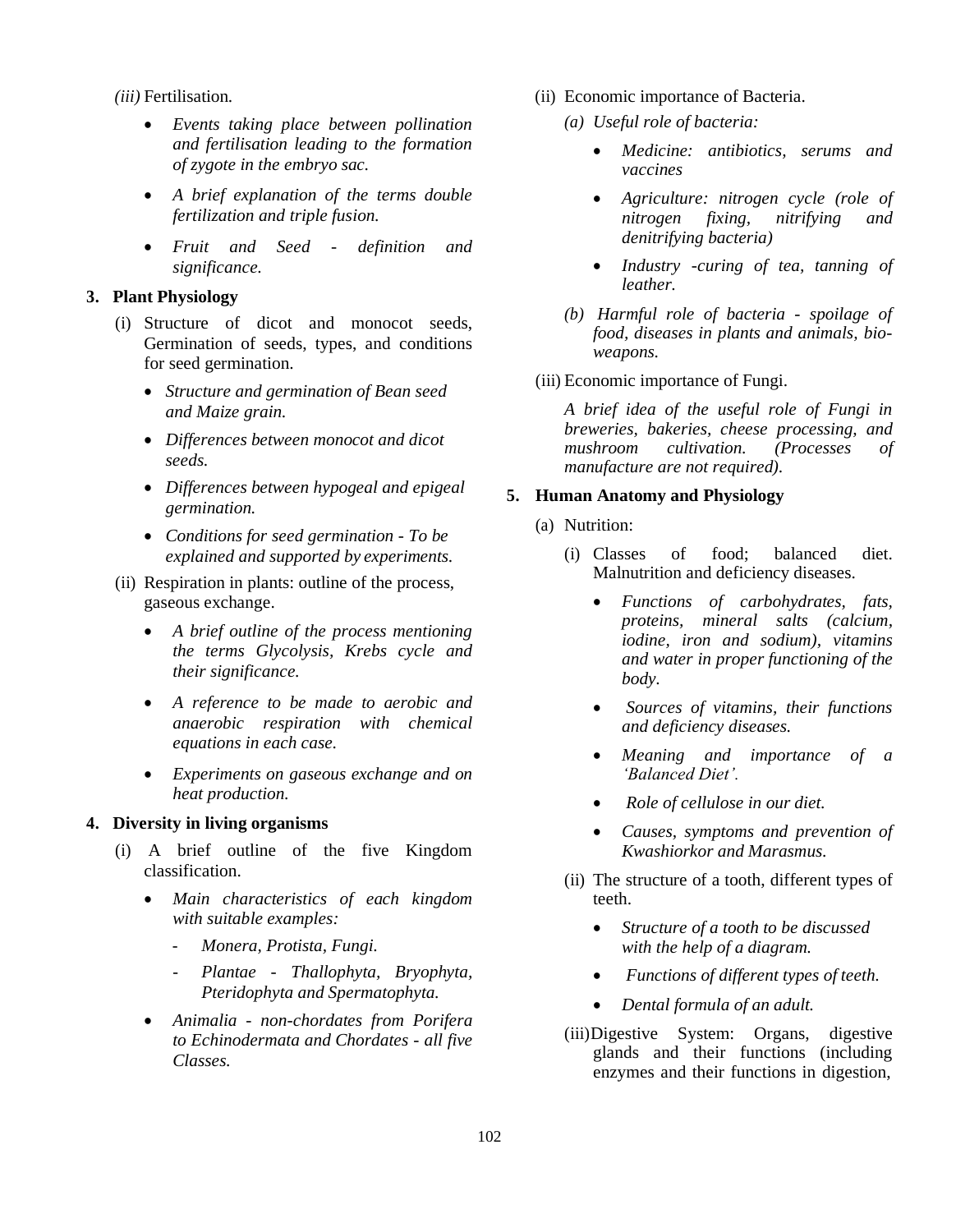*(iii)* Fertilisation.

- *Events taking place between pollination and fertilisation leading to the formation of zygote in the embryo sac.*
- *A brief explanation of the terms double fertilization and triple fusion.*
- *Fruit and Seed - definition and significance.*

**3. Plant Physiology**

(i) Structure of dicot and monocot seeds, Germination of seeds, types, and conditions for seed germination.

- *Structure and germination of Bean seed and Maize grain.*
- *Differences between monocot and dicot seeds.*
- *Differences between hypogeal and epigeal germination.*
- *Conditions for seed germination - To be explained and supported by experiments.*

(ii) Respiration in plants: outline of the process, gaseous exchange.

- *A brief outline of the process mentioning the terms Glycolysis, Krebs cycle and their significance.*
- *A reference to be made to aerobic and anaerobic respiration with chemical equations in each case.*
- *Experiments on gaseous exchange and on heat production.*

**4. Diversity in living organisms**

(i) A brief outline of the five Kingdom classification.

- *Main characteristics of each kingdom with suitable examples:*
  - *Monera, Protista, Fungi.*
  - *Plantae - Thallophyta, Bryophyta, Pteridophyta and Spermatophyta.*
- *Animalia - non-chordates from Porifera to Echinodermata and Chordates - all five Classes.*

(ii) Economic importance of Bacteria.

*(a) Useful role of bacteria:*

- *Medicine: antibiotics, serums and vaccines*
- *Agriculture: nitrogen cycle (role of nitrogen fixing, nitrifying and denitrifying bacteria)*
- *Industry -curing of tea, tanning of leather.*

*(b) Harmful role of bacteria - spoilage of food, diseases in plants and animals, bio-weapons.*

(iii) Economic importance of Fungi.

*A brief idea of the useful role of Fungi in breweries, bakeries, cheese processing, and mushroom cultivation. (Processes of manufacture are not required).*

**5. Human Anatomy and Physiology**

(a) Nutrition:

(i) Classes of food; balanced diet. Malnutrition and deficiency diseases.

- *Functions of carbohydrates, fats, proteins, mineral salts (calcium, iodine, iron and sodium), vitamins and water in proper functioning of the body.*
- *Sources of vitamins, their functions and deficiency diseases.*
- *Meaning and importance of a 'Balanced Diet'.*
- *Role of cellulose in our diet.*
- *Causes, symptoms and prevention of Kwashiorkor and Marasmus.*

(ii) The structure of a tooth, different types of teeth.

- *Structure of a tooth to be discussed with the help of a diagram.*
- *Functions of different types of teeth.*
- *Dental formula of an adult.*

(iii) Digestive System: Organs, digestive glands and their functions (including enzymes and their functions in digestion,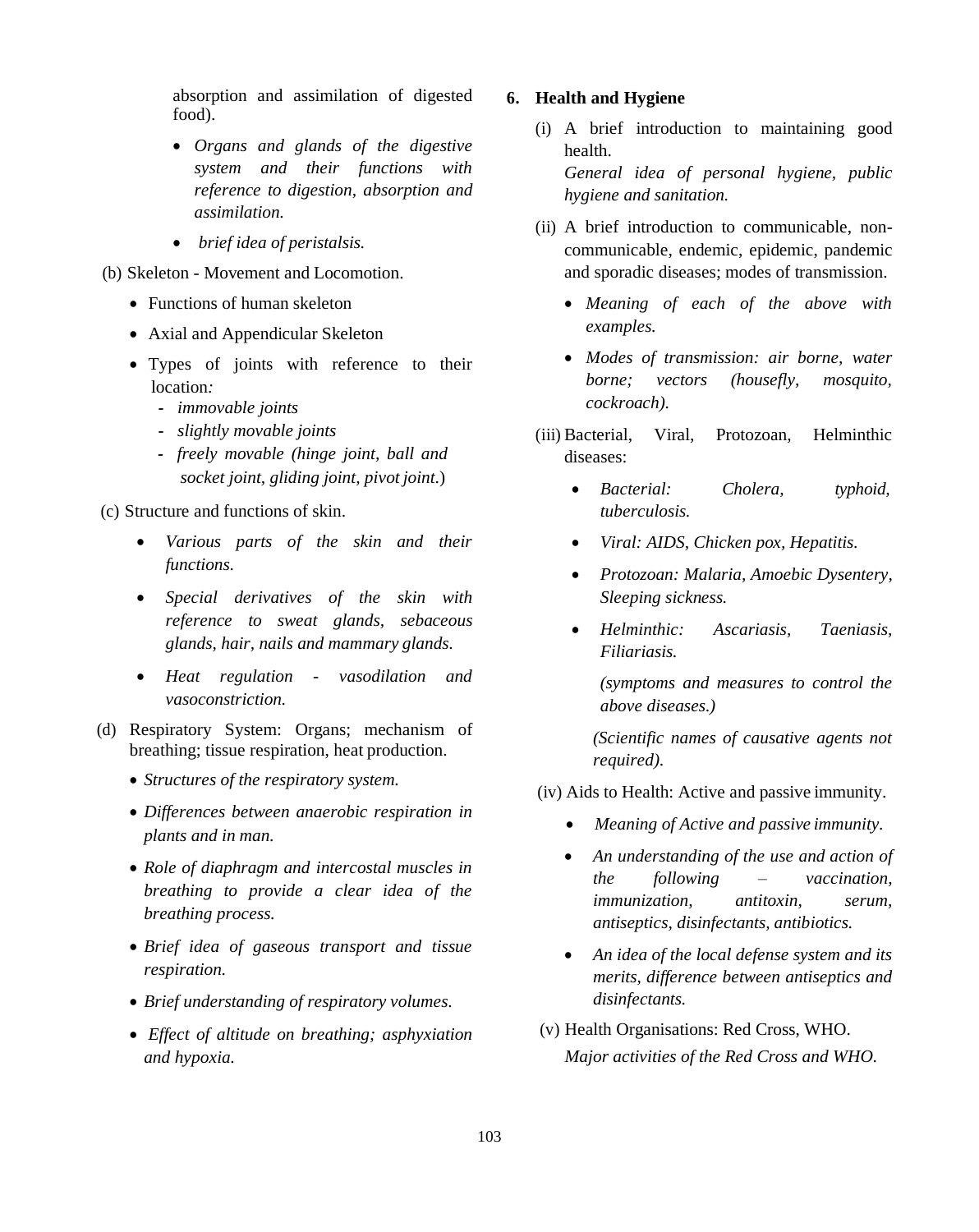absorption and assimilation of digested food).

- *Organs and glands of the digestive system and their functions with reference to digestion, absorption and assimilation.*
- *brief idea of peristalsis.*

(b) Skeleton - Movement and Locomotion.

- Functions of human skeleton
- Axial and Appendicular Skeleton
- Types of joints with reference to their location:
  - *immovable joints*
  - *slightly movable joints*
  - *freely movable (hinge joint, ball and socket joint, gliding joint, pivot joint.*)

(c) Structure and functions of skin.

- *Various parts of the skin and their functions.*
- *Special derivatives of the skin with reference to sweat glands, sebaceous glands, hair, nails and mammary glands.*
- *Heat regulation - vasodilation and vasoconstriction.*

(d) Respiratory System: Organs; mechanism of breathing; tissue respiration, heat production.

- *Structures of the respiratory system.*
- *Differences between anaerobic respiration in plants and in man.*
- *Role of diaphragm and intercostal muscles in breathing to provide a clear idea of the breathing process.*
- *Brief idea of gaseous transport and tissue respiration.*
- *Brief understanding of respiratory volumes.*
- *Effect of altitude on breathing; asphyxiation and hypoxia.*

**6. Health and Hygiene**

(i) A brief introduction to maintaining good health.
*General idea of personal hygiene, public hygiene and sanitation.*

(ii) A brief introduction to communicable, non-communicable, endemic, epidemic, pandemic and sporadic diseases; modes of transmission.

- *Meaning of each of the above with examples.*
- *Modes of transmission: air borne, water borne; vectors (housefly, mosquito, cockroach).*

(iii) Bacterial, Viral, Protozoan, Helminthic diseases:

- *Bacterial: Cholera, typhoid, tuberculosis.*
- *Viral: AIDS, Chicken pox, Hepatitis.*
- *Protozoan: Malaria, Amoebic Dysentery, Sleeping sickness.*
- *Helminthic: Ascariasis, Taeniasis, Filiariasis.*

  *(symptoms and measures to control the above diseases.)*

*(Scientific names of causative agents not required).*

(iv) Aids to Health: Active and passive immunity.

- *Meaning of Active and passive immunity.*
- *An understanding of the use and action of the following – vaccination, immunization, antitoxin, serum, antiseptics, disinfectants, antibiotics.*
- *An idea of the local defense system and its merits, difference between antiseptics and disinfectants.*

(v) Health Organisations: Red Cross, WHO.
*Major activities of the Red Cross and WHO.*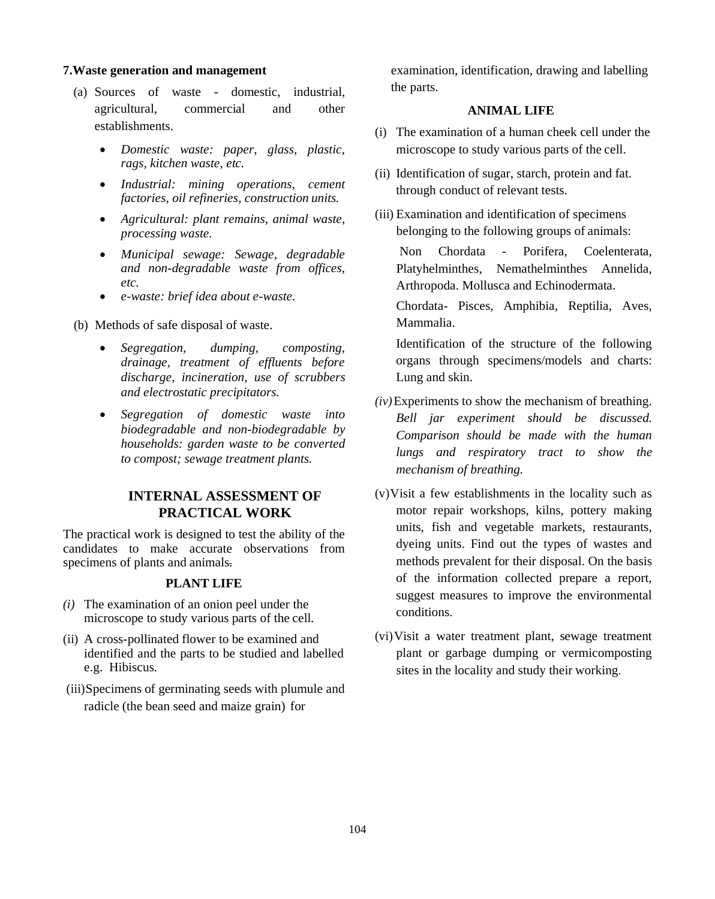**7.Waste generation and management**

(a) Sources of waste - domestic, industrial, agricultural, commercial and other establishments.

- *Domestic waste: paper, glass, plastic, rags, kitchen waste, etc.*
- *Industrial: mining operations, cement factories, oil refineries, construction units.*
- *Agricultural: plant remains, animal waste, processing waste.*
- *Municipal sewage: Sewage, degradable and non-degradable waste from offices, etc.*
- *e-waste: brief idea about e-waste.*

(b) Methods of safe disposal of waste.

- *Segregation, dumping, composting, drainage, treatment of effluents before discharge, incineration, use of scrubbers and electrostatic precipitators.*
- *Segregation of domestic waste into biodegradable and non-biodegradable by households: garden waste to be converted to compost; sewage treatment plants.*

## INTERNAL ASSESSMENT OF PRACTICAL WORK

The practical work is designed to test the ability of the candidates to make accurate observations from specimens of plants and animals.

### PLANT LIFE

*(i)* The examination of an onion peel under the microscope to study various parts of the cell.

(ii) A cross-pollinated flower to be examined and identified and the parts to be studied and labelled e.g. Hibiscus.

(iii) Specimens of germinating seeds with plumule and radicle (the bean seed and maize grain) for examination, identification, drawing and labelling the parts.

### ANIMAL LIFE

(i) The examination of a human cheek cell under the microscope to study various parts of the cell.

(ii) Identification of sugar, starch, protein and fat. through conduct of relevant tests.

(iii) Examination and identification of specimens belonging to the following groups of animals:

Non Chordata - Porifera, Coelenterata, Platyhelminthes, Nemathelminthes Annelida, Arthropoda. Mollusca and Echinodermata.

Chordata- Pisces, Amphibia, Reptilia, Aves, Mammalia.

Identification of the structure of the following organs through specimens/models and charts: Lung and skin.

*(iv)* Experiments to show the mechanism of breathing. *Bell jar experiment should be discussed. Comparison should be made with the human lungs and respiratory tract to show the mechanism of breathing.*

(v) Visit a few establishments in the locality such as motor repair workshops, kilns, pottery making units, fish and vegetable markets, restaurants, dyeing units. Find out the types of wastes and methods prevalent for their disposal. On the basis of the information collected prepare a report, suggest measures to improve the environmental conditions.

(vi) Visit a water treatment plant, sewage treatment plant or garbage dumping or vermicomposting sites in the locality and study their working.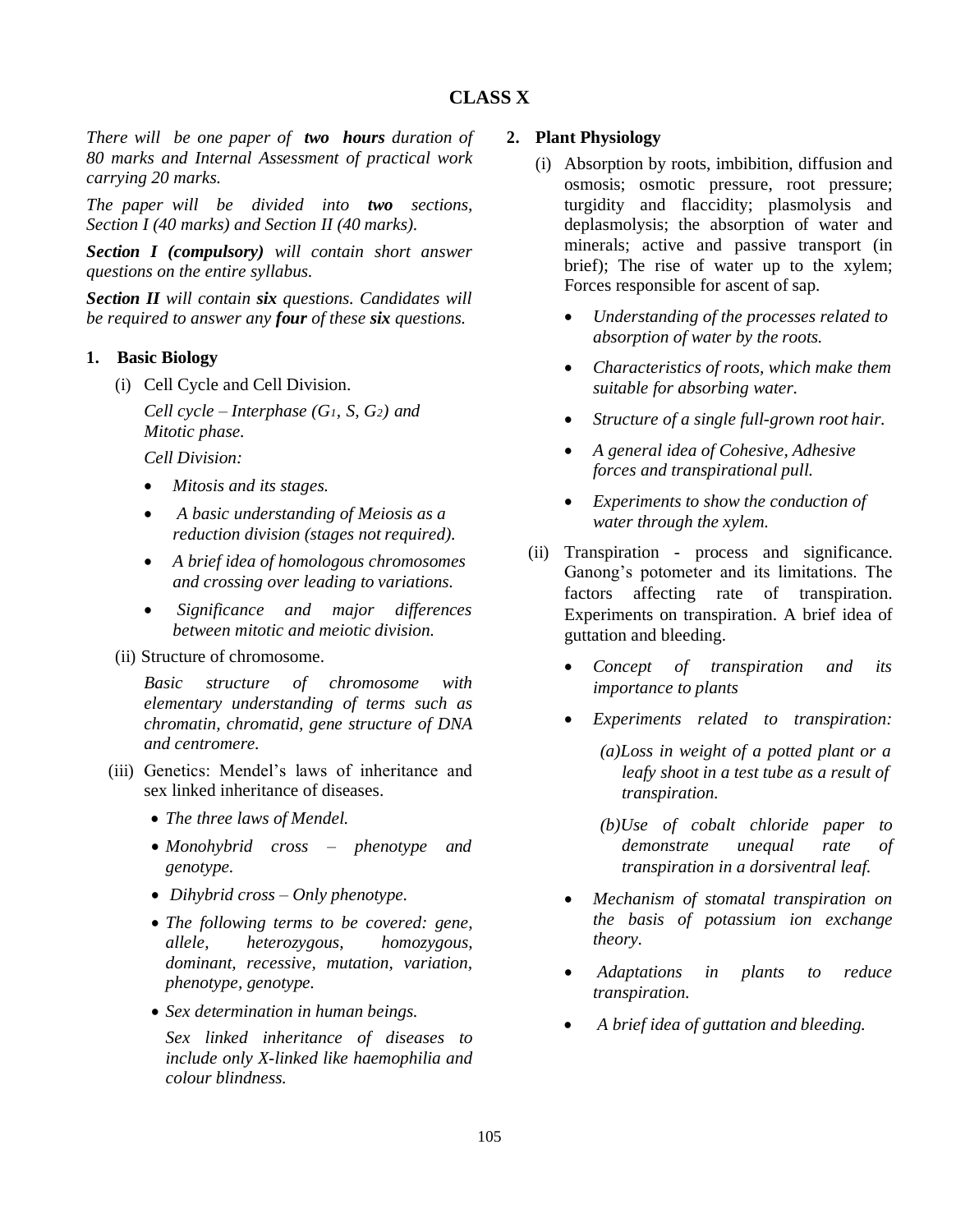## CLASS X

*There will be one paper of **two hours** duration of 80 marks and Internal Assessment of practical work carrying 20 marks.*

*The paper will be divided into **two** sections, Section I (40 marks) and Section II (40 marks).*

***Section I (compulsory)** will contain short answer questions on the entire syllabus.*

***Section II** will contain **six** questions. Candidates will be required to answer any **four** of these **six** questions.*

### 1. Basic Biology

(i) Cell Cycle and Cell Division.

*Cell cycle – Interphase ($G_1$, S, $G_2$) and Mitotic phase.*

*Cell Division:*

- *Mitosis and its stages.*
- *A basic understanding of Meiosis as a reduction division (stages not required).*
- *A brief idea of homologous chromosomes and crossing over leading to variations.*
- *Significance and major differences between mitotic and meiotic division.*

(ii) Structure of chromosome.

*Basic structure of chromosome with elementary understanding of terms such as chromatin, chromatid, gene structure of DNA and centromere.*

(iii) Genetics: Mendel's laws of inheritance and sex linked inheritance of diseases.

- *The three laws of Mendel.*
- *Monohybrid cross – phenotype and genotype.*
- *Dihybrid cross – Only phenotype.*
- *The following terms to be covered: gene, allele, heterozygous, homozygous, dominant, recessive, mutation, variation, phenotype, genotype.*
- *Sex determination in human beings.*

  *Sex linked inheritance of diseases to include only X-linked like haemophilia and colour blindness.*

### 2. Plant Physiology

(i) Absorption by roots, imbibition, diffusion and osmosis; osmotic pressure, root pressure; turgidity and flaccidity; plasmolysis and deplasmolysis; the absorption of water and minerals; active and passive transport (in brief); The rise of water up to the xylem; Forces responsible for ascent of sap.

- *Understanding of the processes related to absorption of water by the roots.*
- *Characteristics of roots, which make them suitable for absorbing water.*
- *Structure of a single full-grown root hair.*
- *A general idea of Cohesive, Adhesive forces and transpirational pull.*
- *Experiments to show the conduction of water through the xylem.*

(ii) Transpiration - process and significance. Ganong's potometer and its limitations. The factors affecting rate of transpiration. Experiments on transpiration. A brief idea of guttation and bleeding.

- *Concept of transpiration and its importance to plants*
- *Experiments related to transpiration:*

  *(a) Loss in weight of a potted plant or a leafy shoot in a test tube as a result of transpiration.*

  *(b) Use of cobalt chloride paper to demonstrate unequal rate of transpiration in a dorsiventral leaf.*

- *Mechanism of stomatal transpiration on the basis of potassium ion exchange theory.*
- *Adaptations in plants to reduce transpiration.*
- *A brief idea of guttation and bleeding.*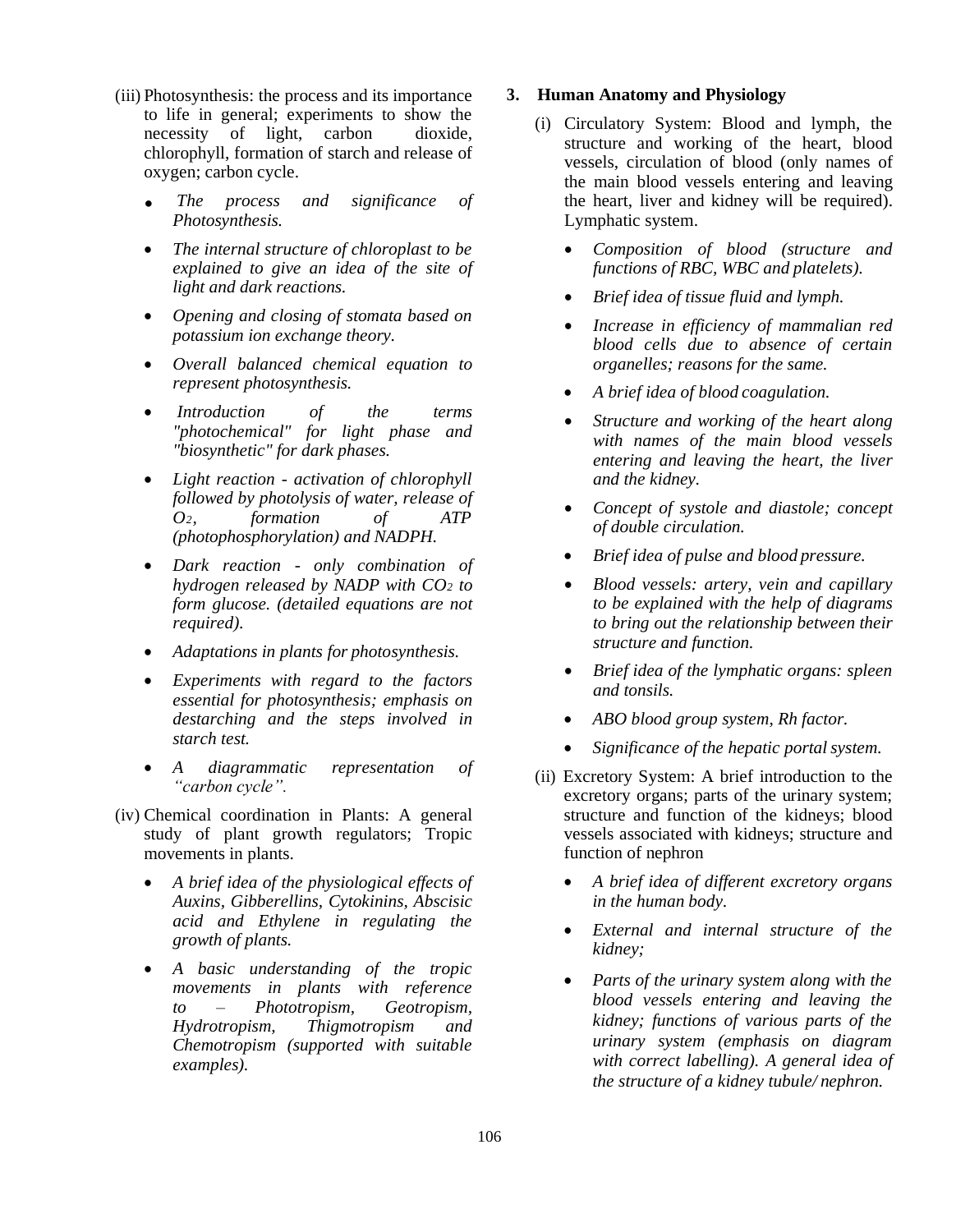(iii) Photosynthesis: the process and its importance to life in general; experiments to show the necessity of light, carbon dioxide, chlorophyll, formation of starch and release of oxygen; carbon cycle.

- *The process and significance of Photosynthesis.*
- *The internal structure of chloroplast to be explained to give an idea of the site of light and dark reactions.*
- *Opening and closing of stomata based on potassium ion exchange theory.*
- *Overall balanced chemical equation to represent photosynthesis.*
- *Introduction of the terms "photochemical" for light phase and "biosynthetic" for dark phases.*
- *Light reaction - activation of chlorophyll followed by photolysis of water, release of $O_2$, formation of ATP (photophosphorylation) and NADPH.*
- *Dark reaction - only combination of hydrogen released by NADP with $CO_2$ to form glucose. (detailed equations are not required).*
- *Adaptations in plants for photosynthesis.*
- *Experiments with regard to the factors essential for photosynthesis; emphasis on destarching and the steps involved in starch test.*
- *A diagrammatic representation of "carbon cycle".*

(iv) Chemical coordination in Plants: A general study of plant growth regulators; Tropic movements in plants.

- *A brief idea of the physiological effects of Auxins, Gibberellins, Cytokinins, Abscisic acid and Ethylene in regulating the growth of plants.*
- *A basic understanding of the tropic movements in plants with reference to – Phototropism, Geotropism, Hydrotropism, Thigmotropism and Chemotropism (supported with suitable examples).*

## 3. Human Anatomy and Physiology

(i) Circulatory System: Blood and lymph, the structure and working of the heart, blood vessels, circulation of blood (only names of the main blood vessels entering and leaving the heart, liver and kidney will be required). Lymphatic system.

- *Composition of blood (structure and functions of RBC, WBC and platelets).*
- *Brief idea of tissue fluid and lymph.*
- *Increase in efficiency of mammalian red blood cells due to absence of certain organelles; reasons for the same.*
- *A brief idea of blood coagulation.*
- *Structure and working of the heart along with names of the main blood vessels entering and leaving the heart, the liver and the kidney.*
- *Concept of systole and diastole; concept of double circulation.*
- *Brief idea of pulse and blood pressure.*
- *Blood vessels: artery, vein and capillary to be explained with the help of diagrams to bring out the relationship between their structure and function.*
- *Brief idea of the lymphatic organs: spleen and tonsils.*
- *ABO blood group system, Rh factor.*
- *Significance of the hepatic portal system.*

(ii) Excretory System: A brief introduction to the excretory organs; parts of the urinary system; structure and function of the kidneys; blood vessels associated with kidneys; structure and function of nephron

- *A brief idea of different excretory organs in the human body.*
- *External and internal structure of the kidney;*
- *Parts of the urinary system along with the blood vessels entering and leaving the kidney; functions of various parts of the urinary system (emphasis on diagram with correct labelling). A general idea of the structure of a kidney tubule/ nephron.*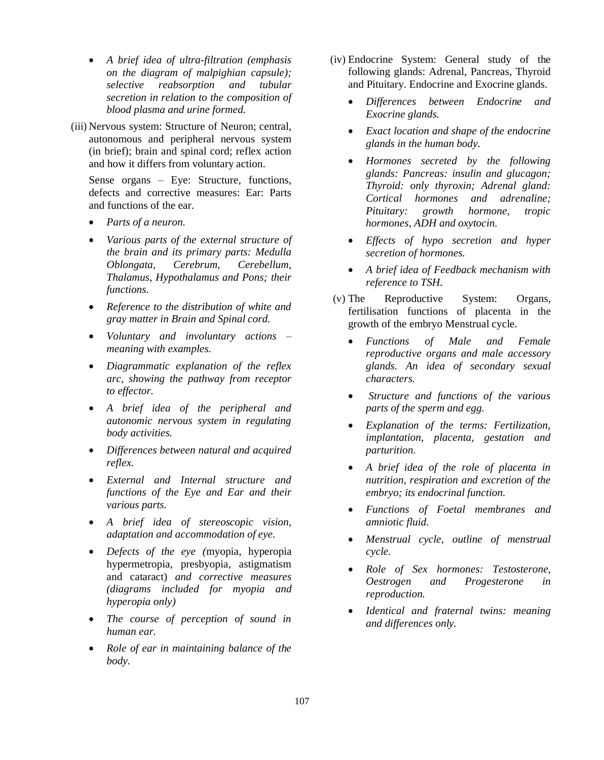- *A brief idea of ultra-filtration (emphasis on the diagram of malpighian capsule); selective reabsorption and tubular secretion in relation to the composition of blood plasma and urine formed.*

(iii) Nervous system: Structure of Neuron; central, autonomous and peripheral nervous system (in brief); brain and spinal cord; reflex action and how it differs from voluntary action.

Sense organs – Eye: Structure, functions, defects and corrective measures: Ear: Parts and functions of the ear.

- *Parts of a neuron.*
- *Various parts of the external structure of the brain and its primary parts: Medulla Oblongata, Cerebrum, Cerebellum, Thalamus, Hypothalamus and Pons; their functions.*
- *Reference to the distribution of white and gray matter in Brain and Spinal cord.*
- *Voluntary and involuntary actions – meaning with examples.*
- *Diagrammatic explanation of the reflex arc, showing the pathway from receptor to effector.*
- *A brief idea of the peripheral and autonomic nervous system in regulating body activities.*
- *Differences between natural and acquired reflex.*
- *External and Internal structure and functions of the Eye and Ear and their various parts.*
- *A brief idea of stereoscopic vision, adaptation and accommodation of eye.*
- *Defects of the eye (*myopia, hyperopia hypermetropia, presbyopia, astigmatism and cataract) *and corrective measures (diagrams included for myopia and hyperopia only)*
- *The course of perception of sound in human ear.*
- *Role of ear in maintaining balance of the body.*

(iv) Endocrine System: General study of the following glands: Adrenal, Pancreas, Thyroid and Pituitary. Endocrine and Exocrine glands.

- *Differences between Endocrine and Exocrine glands.*
- *Exact location and shape of the endocrine glands in the human body.*
- *Hormones secreted by the following glands: Pancreas: insulin and glucagon; Thyroid: only thyroxin; Adrenal gland: Cortical hormones and adrenaline; Pituitary: growth hormone, tropic hormones, ADH and oxytocin.*
- *Effects of hypo secretion and hyper secretion of hormones.*
- *A brief idea of Feedback mechanism with reference to TSH.*

(v) The Reproductive System: Organs, fertilisation functions of placenta in the growth of the embryo Menstrual cycle.

- *Functions of Male and Female reproductive organs and male accessory glands. An idea of secondary sexual characters.*
- *Structure and functions of the various parts of the sperm and egg.*
- *Explanation of the terms: Fertilization, implantation, placenta, gestation and parturition.*
- *A brief idea of the role of placenta in nutrition, respiration and excretion of the embryo; its endocrinal function.*
- *Functions of Foetal membranes and amniotic fluid.*
- *Menstrual cycle, outline of menstrual cycle.*
- *Role of Sex hormones: Testosterone, Oestrogen and Progesterone in reproduction.*
- *Identical and fraternal twins: meaning and differences only.*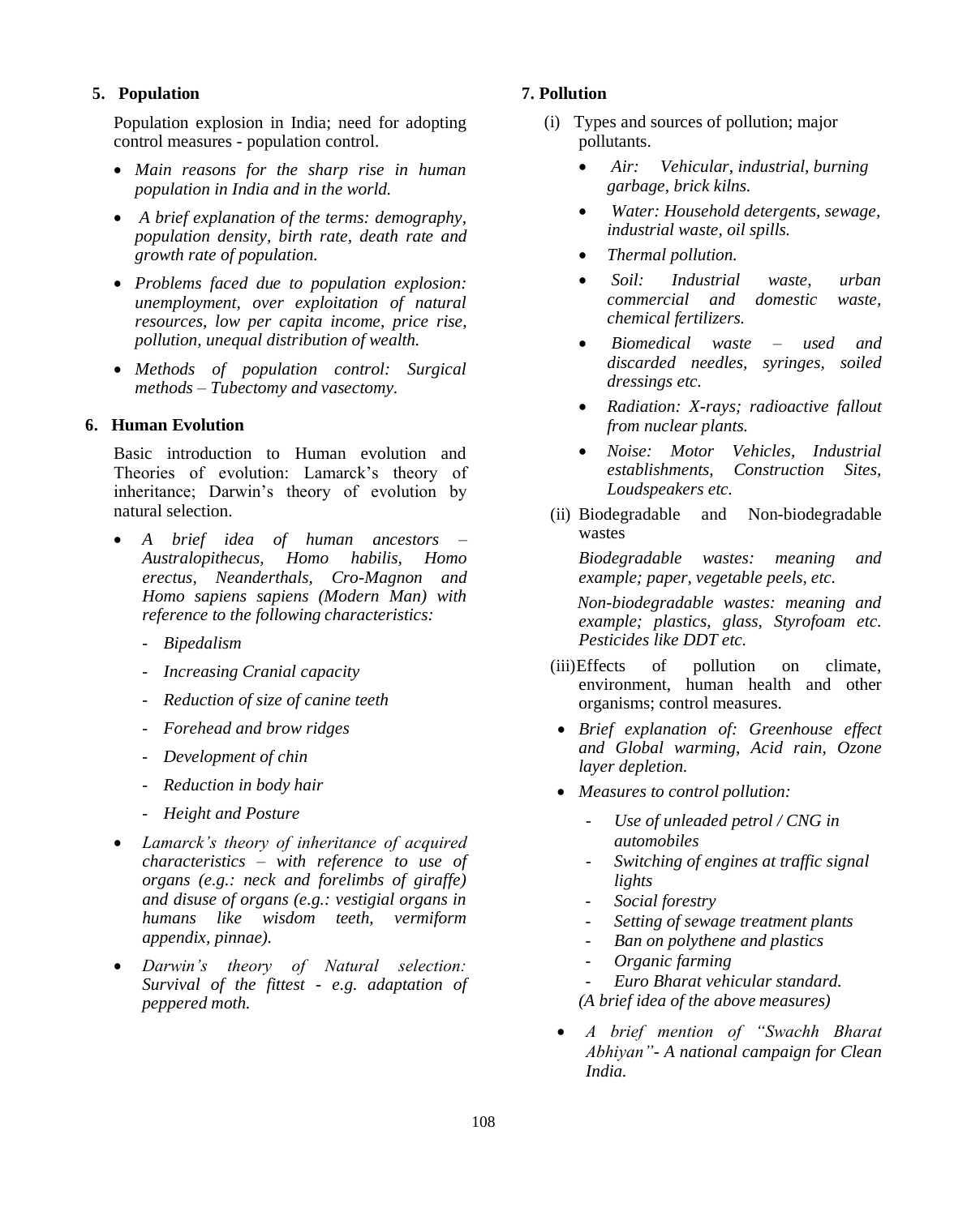## 5. Population

Population explosion in India; need for adopting control measures - population control.

- *Main reasons for the sharp rise in human population in India and in the world.*
- *A brief explanation of the terms: demography, population density, birth rate, death rate and growth rate of population.*
- *Problems faced due to population explosion: unemployment, over exploitation of natural resources, low per capita income, price rise, pollution, unequal distribution of wealth.*
- *Methods of population control: Surgical methods – Tubectomy and vasectomy.*

## 6. Human Evolution

Basic introduction to Human evolution and Theories of evolution: Lamarck's theory of inheritance; Darwin's theory of evolution by natural selection.

- *A brief idea of human ancestors – Australopithecus, Homo habilis, Homo erectus, Neanderthals, Cro-Magnon and Homo sapiens sapiens (Modern Man) with reference to the following characteristics:*
  - *Bipedalism*
  - *Increasing Cranial capacity*
  - *Reduction of size of canine teeth*
  - *Forehead and brow ridges*
  - *Development of chin*
  - *Reduction in body hair*
  - *Height and Posture*
- *Lamarck's theory of inheritance of acquired characteristics – with reference to use of organs (e.g.: neck and forelimbs of giraffe) and disuse of organs (e.g.: vestigial organs in humans like wisdom teeth, vermiform appendix, pinnae).*
- *Darwin's theory of Natural selection: Survival of the fittest - e.g. adaptation of peppered moth.*

## 7. Pollution

(i) Types and sources of pollution; major pollutants.

- *Air: Vehicular, industrial, burning garbage, brick kilns.*
- *Water: Household detergents, sewage, industrial waste, oil spills.*
- *Thermal pollution.*
- *Soil: Industrial waste, urban commercial and domestic waste, chemical fertilizers.*
- *Biomedical waste – used and discarded needles, syringes, soiled dressings etc.*
- *Radiation: X-rays; radioactive fallout from nuclear plants.*
- *Noise: Motor Vehicles, Industrial establishments, Construction Sites, Loudspeakers etc.*

(ii) Biodegradable and Non-biodegradable wastes

*Biodegradable wastes: meaning and example; paper, vegetable peels, etc.*

*Non-biodegradable wastes: meaning and example; plastics, glass, Styrofoam etc. Pesticides like DDT etc.*

(iii) Effects of pollution on climate, environment, human health and other organisms; control measures.

- *Brief explanation of: Greenhouse effect and Global warming, Acid rain, Ozone layer depletion.*
- *Measures to control pollution:*
  - *Use of unleaded petrol / CNG in automobiles*
  - *Switching of engines at traffic signal lights*
  - *Social forestry*
  - *Setting of sewage treatment plants*
  - *Ban on polythene and plastics*
  - *Organic farming*
  - *Euro Bharat vehicular standard.*

  *(A brief idea of the above measures)*
- *A brief mention of "Swachh Bharat Abhiyan"- A national campaign for Clean India.*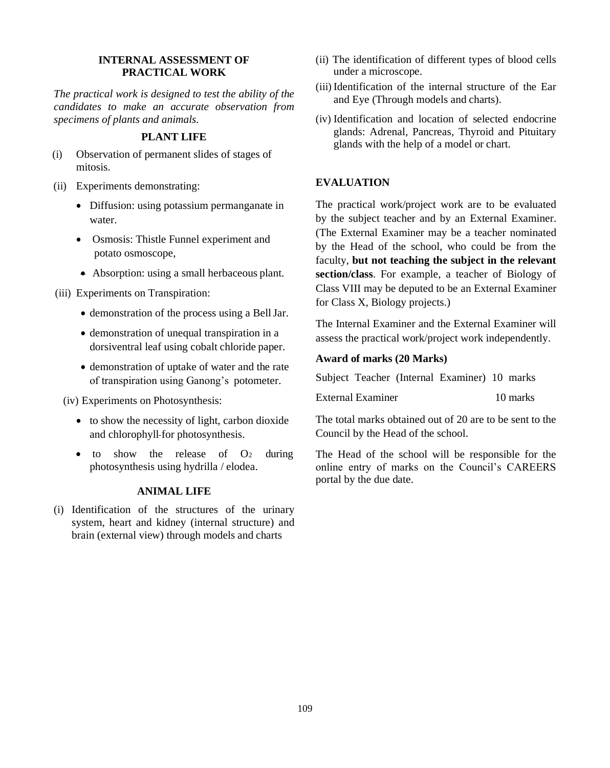## INTERNAL ASSESSMENT OF PRACTICAL WORK

*The practical work is designed to test the ability of the candidates to make an accurate observation from specimens of plants and animals.*

### PLANT LIFE

(i) Observation of permanent slides of stages of mitosis.

(ii) Experiments demonstrating:

- Diffusion: using potassium permanganate in water.
- Osmosis: Thistle Funnel experiment and potato osmoscope,
- Absorption: using a small herbaceous plant.

(iii) Experiments on Transpiration:

- demonstration of the process using a Bell Jar.
- demonstration of unequal transpiration in a dorsiventral leaf using cobalt chloride paper.
- demonstration of uptake of water and the rate of transpiration using Ganong's potometer.

(iv) Experiments on Photosynthesis:

- to show the necessity of light, carbon dioxide and chlorophyll for photosynthesis.
- to show the release of $O_2$ during photosynthesis using hydrilla / elodea.

### ANIMAL LIFE

(i) Identification of the structures of the urinary system, heart and kidney (internal structure) and brain (external view) through models and charts

(ii) The identification of different types of blood cells under a microscope.

(iii) Identification of the internal structure of the Ear and Eye (Through models and charts).

(iv) Identification and location of selected endocrine glands: Adrenal, Pancreas, Thyroid and Pituitary glands with the help of a model or chart.

### EVALUATION

The practical work/project work are to be evaluated by the subject teacher and by an External Examiner. (The External Examiner may be a teacher nominated by the Head of the school, who could be from the faculty, **but not teaching the subject in the relevant section/class**. For example, a teacher of Biology of Class VIII may be deputed to be an External Examiner for Class X, Biology projects.)

The Internal Examiner and the External Examiner will assess the practical work/project work independently.

**Award of marks (20 Marks)**

| | |
|---|---|
| Subject Teacher (Internal Examiner) | 10 marks |
| External Examiner | 10 marks |

The total marks obtained out of 20 are to be sent to the Council by the Head of the school.

The Head of the school will be responsible for the online entry of marks on the Council's CAREERS portal by the due date.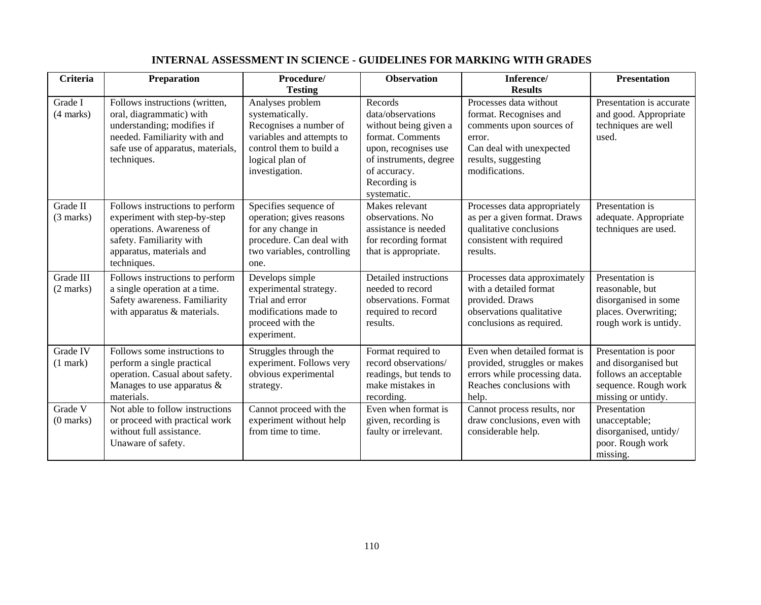## INTERNAL ASSESSMENT IN SCIENCE - GUIDELINES FOR MARKING WITH GRADES

| Criteria | Preparation | Procedure/ Testing | Observation | Inference/ Results | Presentation |
|---|---|---|---|---|---|
| Grade I (4 marks) | Follows instructions (written, oral, diagrammatic) with understanding; modifies if needed. Familiarity with and safe use of apparatus, materials, techniques. | Analyses problem systematically. Recognises a number of variables and attempts to control them to build a logical plan of investigation. | Records data/observations without being given a format. Comments upon, recognises use of instruments, degree of accuracy. Recording is systematic. | Processes data without format. Recognises and comments upon sources of error. Can deal with unexpected results, suggesting modifications. | Presentation is accurate and good. Appropriate techniques are well used. |
| Grade II (3 marks) | Follows instructions to perform experiment with step-by-step operations. Awareness of safety. Familiarity with apparatus, materials and techniques. | Specifies sequence of operation; gives reasons for any change in procedure. Can deal with two variables, controlling one. | Makes relevant observations. No assistance is needed for recording format that is appropriate. | Processes data appropriately as per a given format. Draws qualitative conclusions consistent with required results. | Presentation is adequate. Appropriate techniques are used. |
| Grade III (2 marks) | Follows instructions to perform a single operation at a time. Safety awareness. Familiarity with apparatus & materials. | Develops simple experimental strategy. Trial and error modifications made to proceed with the experiment. | Detailed instructions needed to record observations. Format required to record results. | Processes data approximately with a detailed format provided. Draws observations qualitative conclusions as required. | Presentation is reasonable, but disorganised in some places. Overwriting; rough work is untidy. |
| Grade IV (1 mark) | Follows some instructions to perform a single practical operation. Casual about safety. Manages to use apparatus & materials. | Struggles through the experiment. Follows very obvious experimental strategy. | Format required to record observations/ readings, but tends to make mistakes in recording. | Even when detailed format is provided, struggles or makes errors while processing data. Reaches conclusions with help. | Presentation is poor and disorganised but follows an acceptable sequence. Rough work missing or untidy. |
| Grade V (0 marks) | Not able to follow instructions or proceed with practical work without full assistance. Unaware of safety. | Cannot proceed with the experiment without help from time to time. | Even when format is given, recording is faulty or irrelevant. | Cannot process results, nor draw conclusions, even with considerable help. | Presentation unacceptable; disorganised, untidy/ poor. Rough work missing. |